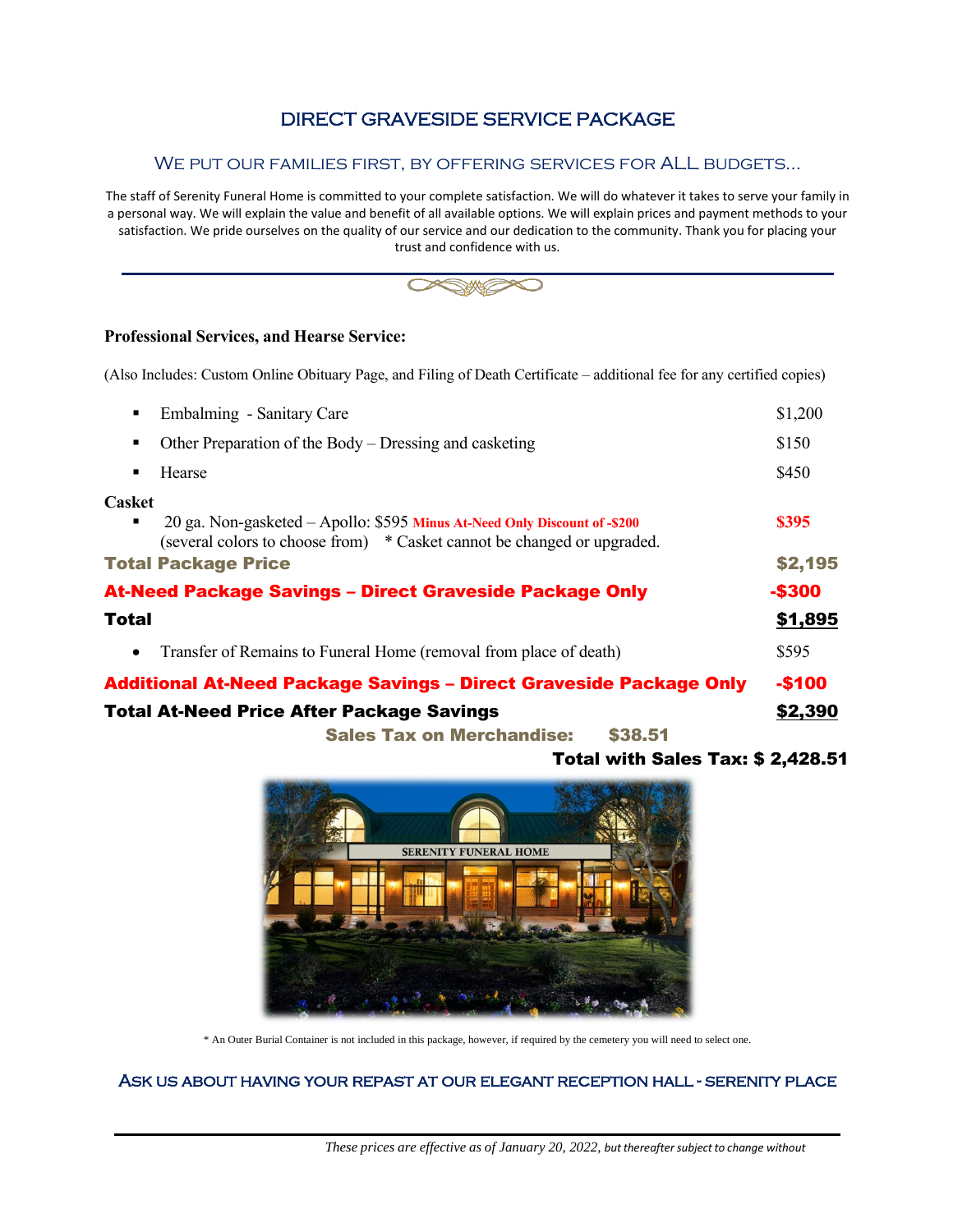# DIRECT GRAVESIDE SERVICE PACKAGE

## We put our families first, by offering services for ALL budgets...

The staff of Serenity Funeral Home is committed to your complete satisfaction. We will do whatever it takes to serve your family in a personal way. We will explain the value and benefit of all available options. We will explain prices and payment methods to your satisfaction. We pride ourselves on the quality of our service and our dedication to the community. Thank you for placing your trust and confidence with us.

---

**Professional Services, and Hearse Service:**

(Also Includes: Custom Online Obituary Page, and Filing of Death Certificate – additional fee for any certified copies)

| | |
|---|---|
| ▪ Embalming - Sanitary Care | $1,200 |
| ▪ Other Preparation of the Body – Dressing and casketing | $150 |
| ▪ Hearse | $450 |
| **Casket** | |
| ▪ 20 ga. Non-gasketed – Apollo: $595 **Minus At-Need Only Discount of -$200** (several colors to choose from) * Casket cannot be changed or upgraded. | **$395** |
| **Total Package Price** | **$2,195** |
| **At-Need Package Savings – Direct Graveside Package Only** | **-$300** |
| **Total** | **$1,895** |
| • Transfer of Remains to Funeral Home (removal from place of death) | $595 |
| **Additional At-Need Package Savings – Direct Graveside Package Only** | **-$100** |
| **Total At-Need Price After Package Savings** | **$2,390** |

**Sales Tax on Merchandise: $38.51**

**Total with Sales Tax: $ 2,428.51**

SERENITY FUNERAL HOME

\* An Outer Burial Container is not included in this package, however, if required by the cemetery you will need to select one.

**ASK US ABOUT HAVING YOUR REPAST AT OUR ELEGANT RECEPTION HALL - SERENITY PLACE**

---

*These prices are effective as of January 20, 2022, but thereafter subject to change without*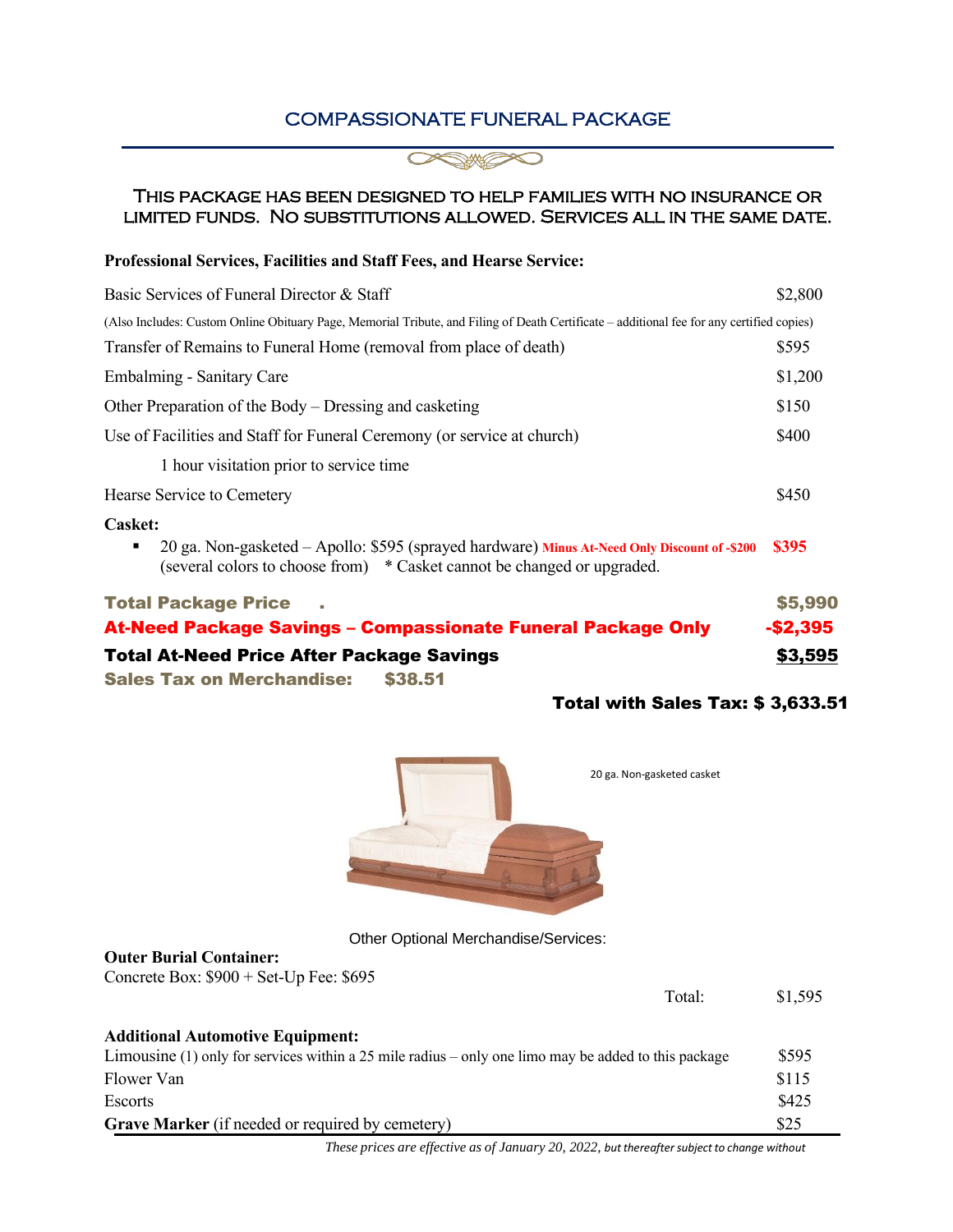## COMPASSIONATE FUNERAL PACKAGE

### This package has been designed to help families with no insurance or limited funds. No substitutions allowed. Services all in the same date.

**Professional Services, Facilities and Staff Fees, and Hearse Service:**

| | |
|---|---|
| Basic Services of Funeral Director & Staff | $2,800 |
| (Also Includes: Custom Online Obituary Page, Memorial Tribute, and Filing of Death Certificate – additional fee for any certified copies) | |
| Transfer of Remains to Funeral Home (removal from place of death) | $595 |
| Embalming - Sanitary Care | $1,200 |
| Other Preparation of the Body – Dressing and casketing | $150 |
| Use of Facilities and Staff for Funeral Ceremony (or service at church) | $400 |
| 1 hour visitation prior to service time | |
| Hearse Service to Cemetery | $450 |

**Casket:**

- 20 ga. Non-gasketed – Apollo: $595 (sprayed hardware) **Minus At-Need Only Discount of -$200** **$395**
  (several colors to choose from) * Casket cannot be changed or upgraded.

| | |
|---|---|
| **Total Package Price** | **$5,990** |
| **At-Need Package Savings – Compassionate Funeral Package Only** | **-$2,395** |
| **Total At-Need Price After Package Savings** | **$3,595** |
| **Sales Tax on Merchandise: $38.51** | |

**Total with Sales Tax: $ 3,633.51**

20 ga. Non-gasketed casket

Other Optional Merchandise/Services:

**Outer Burial Container:**
Concrete Box: $900 + Set-Up Fee: $695

Total: $1,595

**Additional Automotive Equipment:**

| | |
|---|---|
| Limousine (1) only for services within a 25 mile radius – only one limo may be added to this package | $595 |
| Flower Van | $115 |
| Escorts | $425 |
| **Grave Marker** (if needed or required by cemetery) | $25 |

*These prices are effective as of January 20, 2022, but thereafter subject to change without*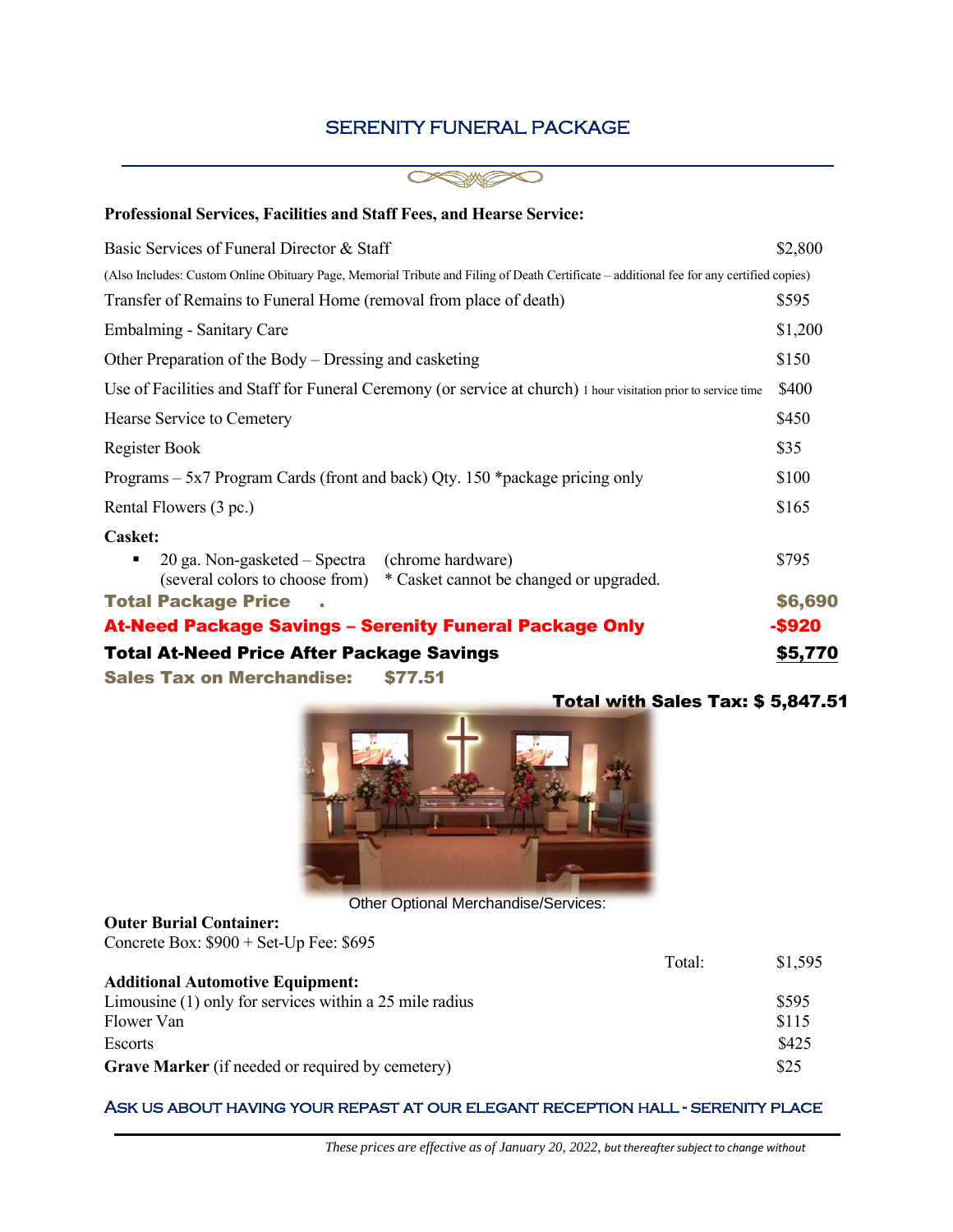# SERENITY FUNERAL PACKAGE

**Professional Services, Facilities and Staff Fees, and Hearse Service:**

| Item | Price |
|---|---|
| Basic Services of Funeral Director & Staff | $2,800 |
| (Also Includes: Custom Online Obituary Page, Memorial Tribute and Filing of Death Certificate – additional fee for any certified copies) | |
| Transfer of Remains to Funeral Home (removal from place of death) | $595 |
| Embalming - Sanitary Care | $1,200 |
| Other Preparation of the Body – Dressing and casketing | $150 |
| Use of Facilities and Staff for Funeral Ceremony (or service at church) 1 hour visitation prior to service time | $400 |
| Hearse Service to Cemetery | $450 |
| Register Book | $35 |
| Programs – 5x7 Program Cards (front and back) Qty. 150 *package pricing only | $100 |
| Rental Flowers (3 pc.) | $165 |

**Casket:**

- 20 ga. Non-gasketed – Spectra (chrome hardware) (several colors to choose from) * Casket cannot be changed or upgraded. — $795

| | |
|---|---|
| **Total Package Price** | **$6,690** |
| **At-Need Package Savings – Serenity Funeral Package Only** | **-$920** |
| **Total At-Need Price After Package Savings** | **<u>$5,770</u>** |

**Sales Tax on Merchandise: $77.51**

**Total with Sales Tax: $ 5,847.51**

Other Optional Merchandise/Services:

**Outer Burial Container:**
Concrete Box: $900 + Set-Up Fee: $695

Total: $1,595

**Additional Automotive Equipment:**

| | |
|---|---|
| Limousine (1) only for services within a 25 mile radius | $595 |
| Flower Van | $115 |
| Escorts | $425 |
| **Grave Marker** (if needed or required by cemetery) | $25 |

ASK US ABOUT HAVING YOUR REPAST AT OUR ELEGANT RECEPTION HALL - SERENITY PLACE

*These prices are effective as of January 20, 2022, but thereafter subject to change without*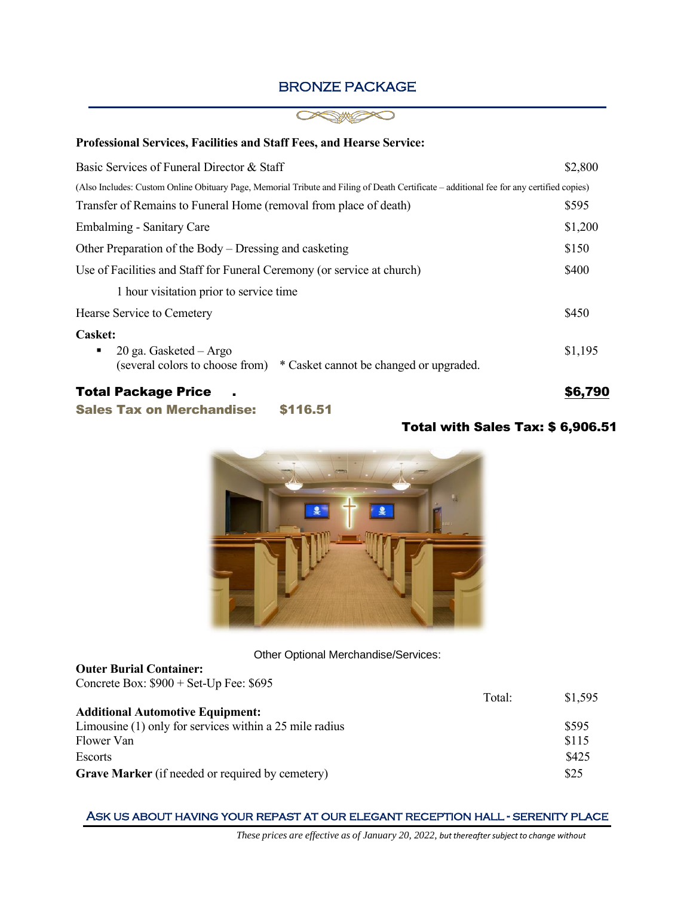## BRONZE PACKAGE

**Professional Services, Facilities and Staff Fees, and Hearse Service:**

| | |
|---|---|
| Basic Services of Funeral Director & Staff | $2,800 |
| (Also Includes: Custom Online Obituary Page, Memorial Tribute and Filing of Death Certificate – additional fee for any certified copies) | |
| Transfer of Remains to Funeral Home (removal from place of death) | $595 |
| Embalming - Sanitary Care | $1,200 |
| Other Preparation of the Body – Dressing and casketing | $150 |
| Use of Facilities and Staff for Funeral Ceremony (or service at church) | $400 |
| 1 hour visitation prior to service time | |
| Hearse Service to Cemetery | $450 |

**Casket:**

- 20 ga. Gasketed – Argo (several colors to choose from) * Casket cannot be changed or upgraded. — $1,195

**Total Package Price** . **$6,790**

**Sales Tax on Merchandise: $116.51**

**Total with Sales Tax: $ 6,906.51**

Other Optional Merchandise/Services:

**Outer Burial Container:**
Concrete Box: $900 + Set-Up Fee: $695 — Total: $1,595

**Additional Automotive Equipment:**

| | |
|---|---|
| Limousine (1) only for services within a 25 mile radius | $595 |
| Flower Van | $115 |
| Escorts | $425 |
| **Grave Marker** (if needed or required by cemetery) | $25 |

ASK US ABOUT HAVING YOUR REPAST AT OUR ELEGANT RECEPTION HALL - SERENITY PLACE

*These prices are effective as of January 20, 2022, but thereafter subject to change without*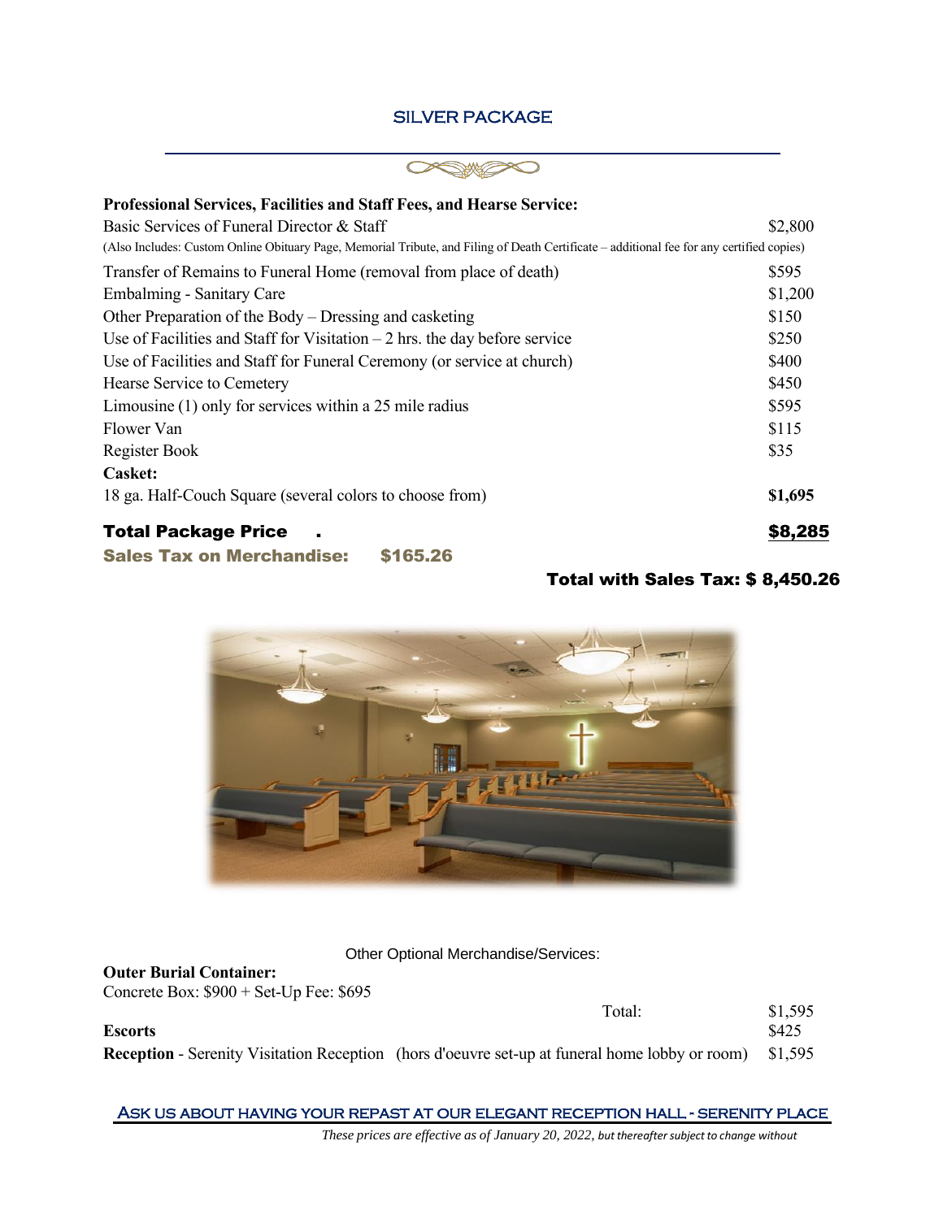# SILVER PACKAGE

**Professional Services, Facilities and Staff Fees, and Hearse Service:**

| | |
|---|---|
| Basic Services of Funeral Director & Staff | $2,800 |
| (Also Includes: Custom Online Obituary Page, Memorial Tribute, and Filing of Death Certificate – additional fee for any certified copies) | |
| Transfer of Remains to Funeral Home (removal from place of death) | $595 |
| Embalming - Sanitary Care | $1,200 |
| Other Preparation of the Body – Dressing and casketing | $150 |
| Use of Facilities and Staff for Visitation – 2 hrs. the day before service | $250 |
| Use of Facilities and Staff for Funeral Ceremony (or service at church) | $400 |
| Hearse Service to Cemetery | $450 |
| Limousine (1) only for services within a 25 mile radius | $595 |
| Flower Van | $115 |
| Register Book | $35 |
| **Casket:** | |
| 18 ga. Half-Couch Square (several colors to choose from) | **$1,695** |

**Total Package Price .** **$8,285**

**Sales Tax on Merchandise: $165.26**

**Total with Sales Tax: $ 8,450.26**

Other Optional Merchandise/Services:

**Outer Burial Container:**
Concrete Box: $900 + Set-Up Fee: $695

| | | |
|---|---|---|
| | Total: | $1,595 |
| **Escorts** | | $425 |
| **Reception** - Serenity Visitation Reception (hors d'oeuvre set-up at funeral home lobby or room) | | $1,595 |

ASK US ABOUT HAVING YOUR REPAST AT OUR ELEGANT RECEPTION HALL - SERENITY PLACE

*These prices are effective as of January 20, 2022, but thereafter subject to change without*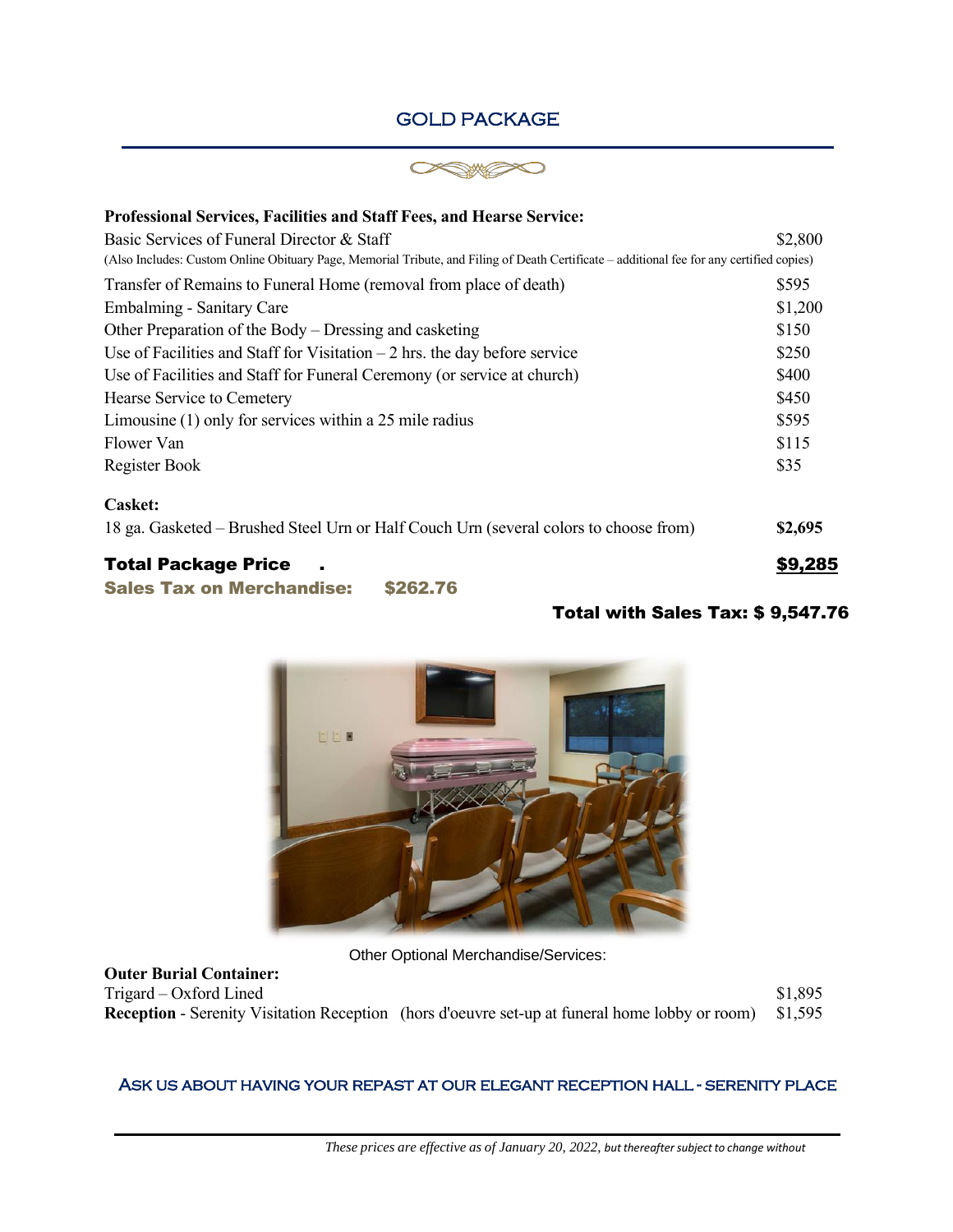## GOLD PACKAGE

**Professional Services, Facilities and Staff Fees, and Hearse Service:**

| | |
|---|---|
| Basic Services of Funeral Director & Staff | $2,800 |
| (Also Includes: Custom Online Obituary Page, Memorial Tribute, and Filing of Death Certificate – additional fee for any certified copies) | |
| Transfer of Remains to Funeral Home (removal from place of death) | $595 |
| Embalming - Sanitary Care | $1,200 |
| Other Preparation of the Body – Dressing and casketing | $150 |
| Use of Facilities and Staff for Visitation – 2 hrs. the day before service | $250 |
| Use of Facilities and Staff for Funeral Ceremony (or service at church) | $400 |
| Hearse Service to Cemetery | $450 |
| Limousine (1) only for services within a 25 mile radius | $595 |
| Flower Van | $115 |
| Register Book | $35 |

**Casket:**

| | |
|---|---|
| 18 ga. Gasketed – Brushed Steel Urn or Half Couch Urn (several colors to choose from) | **$2,695** |

**Total Package Price** . **$9,285**

**Sales Tax on Merchandise: $262.76**

**Total with Sales Tax: $ 9,547.76**

Other Optional Merchandise/Services:

**Outer Burial Container:**

| | |
|---|---|
| Trigard – Oxford Lined | $1,895 |
| **Reception** - Serenity Visitation Reception (hors d'oeuvre set-up at funeral home lobby or room) | $1,595 |

ASK US ABOUT HAVING YOUR REPAST AT OUR ELEGANT RECEPTION HALL - SERENITY PLACE

*These prices are effective as of January 20, 2022, but thereafter subject to change without*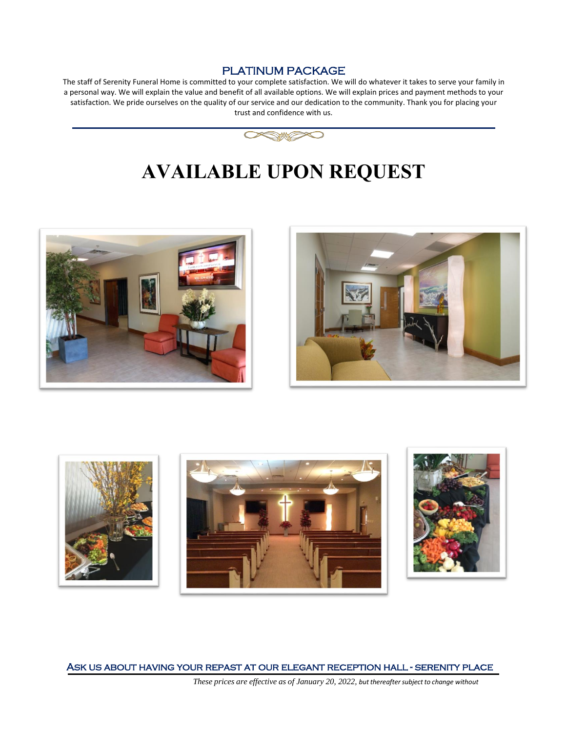## PLATINUM PACKAGE

The staff of Serenity Funeral Home is committed to your complete satisfaction. We will do whatever it takes to serve your family in a personal way. We will explain the value and benefit of all available options. We will explain prices and payment methods to your satisfaction. We pride ourselves on the quality of our service and our dedication to the community. Thank you for placing your trust and confidence with us.

# AVAILABLE UPON REQUEST

ASK US ABOUT HAVING YOUR REPAST AT OUR ELEGANT RECEPTION HALL - SERENITY PLACE

*These prices are effective as of January 20, 2022, but thereafter subject to change without*